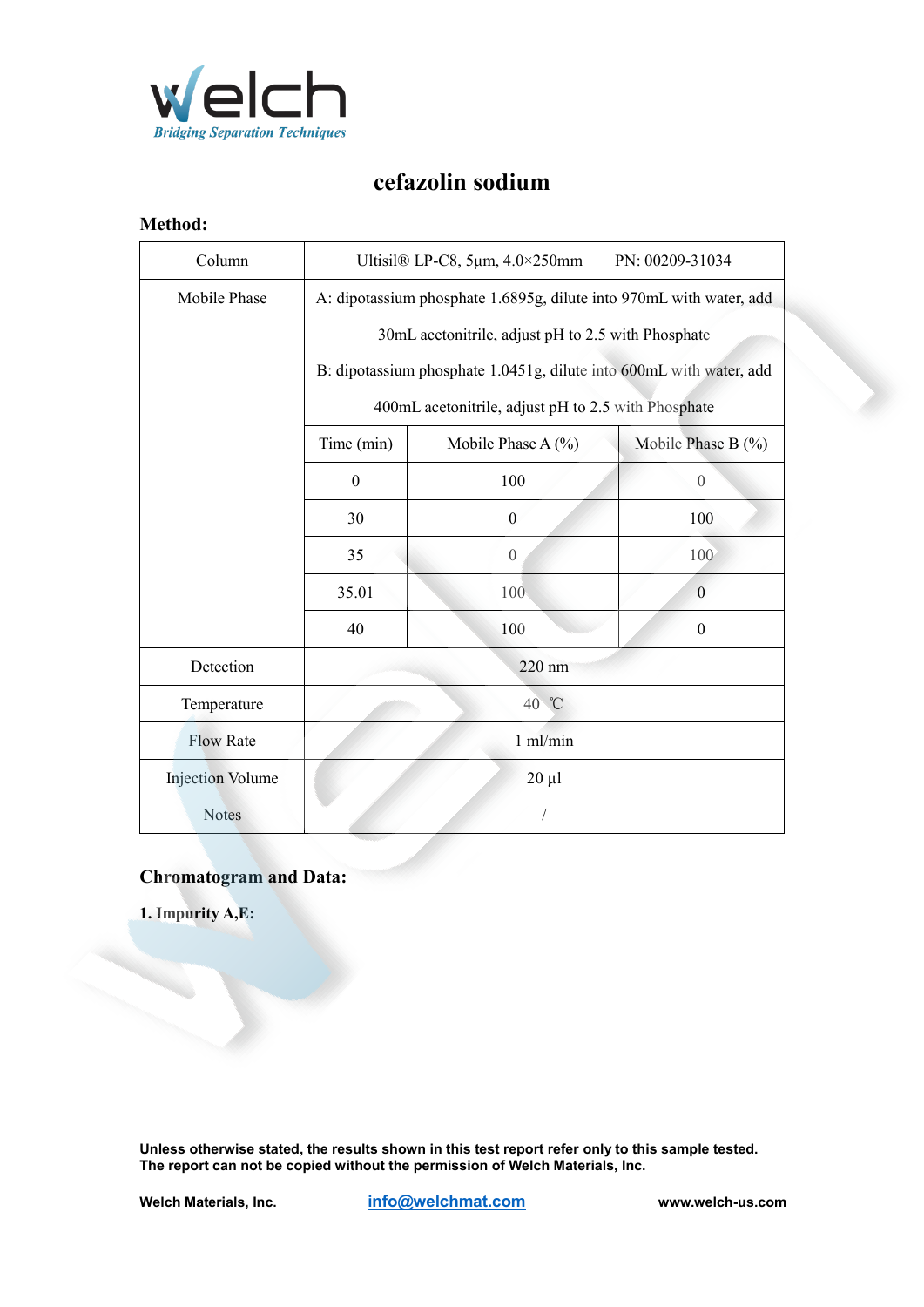# cefazolin sodium

## Method:

| Column | Ultisil® LP-C8, 5μm, 4.0×250mm PN: 00209-31034 | |
|---|---|---|
| Mobile Phase | A: dipotassium phosphate 1.6895g, dilute into 970mL with water, add 30mL acetonitrile, adjust pH to 2.5 with Phosphate<br>B: dipotassium phosphate 1.0451g, dilute into 600mL with water, add 400mL acetonitrile, adjust pH to 2.5 with Phosphate | |
| | Time (min) | Mobile Phase A (%) | Mobile Phase B (%) |
| | 0 | 100 | 0 |
| | 30 | 0 | 100 |
| | 35 | 0 | 100 |
| | 35.01 | 100 | 0 |
| | 40 | 100 | 0 |
| Detection | 220 nm | | |
| Temperature | 40 ℃ | | |
| Flow Rate | 1 ml/min | | |
| Injection Volume | 20 μl | | |
| Notes | / | | |

## Chromatogram and Data:

**1. Impurity A,E:**

**Unless otherwise stated, the results shown in this test report refer only to this sample tested.**
**The report can not be copied without the permission of Welch Materials, Inc.**

**Welch Materials, Inc.** **info@welchmat.com** **www.welch-us.com**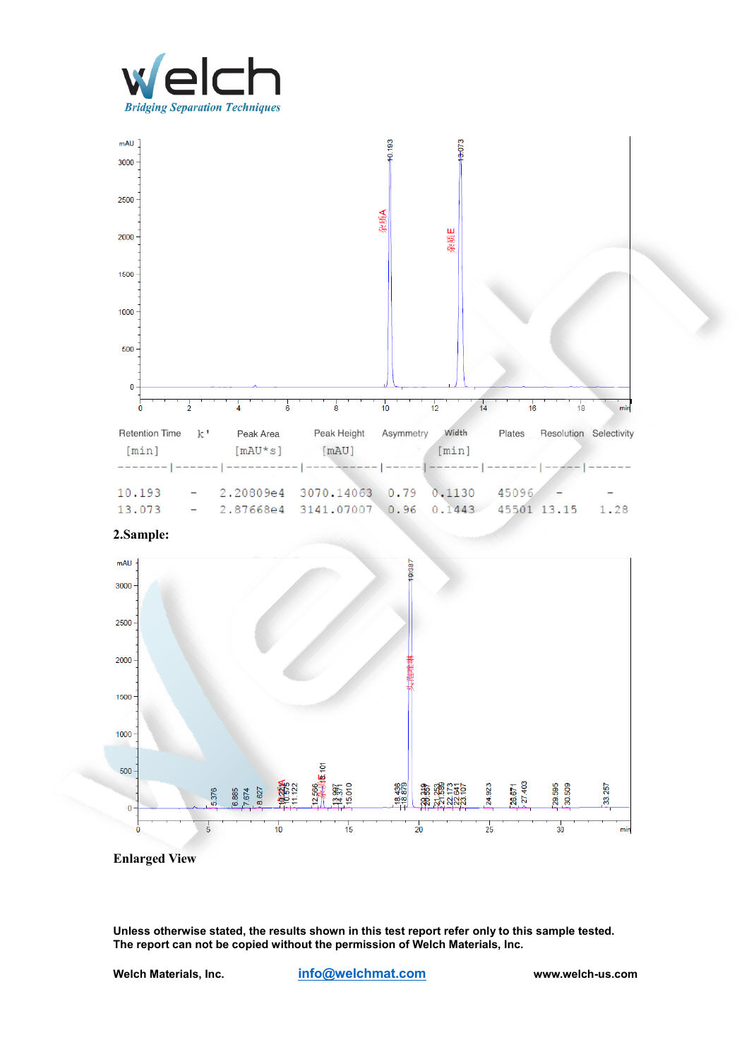| Retention Time [min] | k' | Peak Area [mAU*s] | Peak Height [mAU] | Asymmetry | Width [min] | Plates | Resolution | Selectivity |
|---|---|---|---|---|---|---|---|---|
| 10.193 | - | 2.20809e4 | 3070.14063 | 0.79 | 0.1130 | 45096 | - | - |
| 13.073 | - | 2.87668e4 | 3141.07007 | 0.96 | 0.1443 | 45501 | 13.15 | 1.28 |

## 2.Sample:

**Enlarged View**

**Unless otherwise stated, the results shown in this test report refer only to this sample tested.**
**The report can not be copied without the permission of Welch Materials, Inc.**

**Welch Materials, Inc.** **info@welchmat.com** **www.welch-us.com**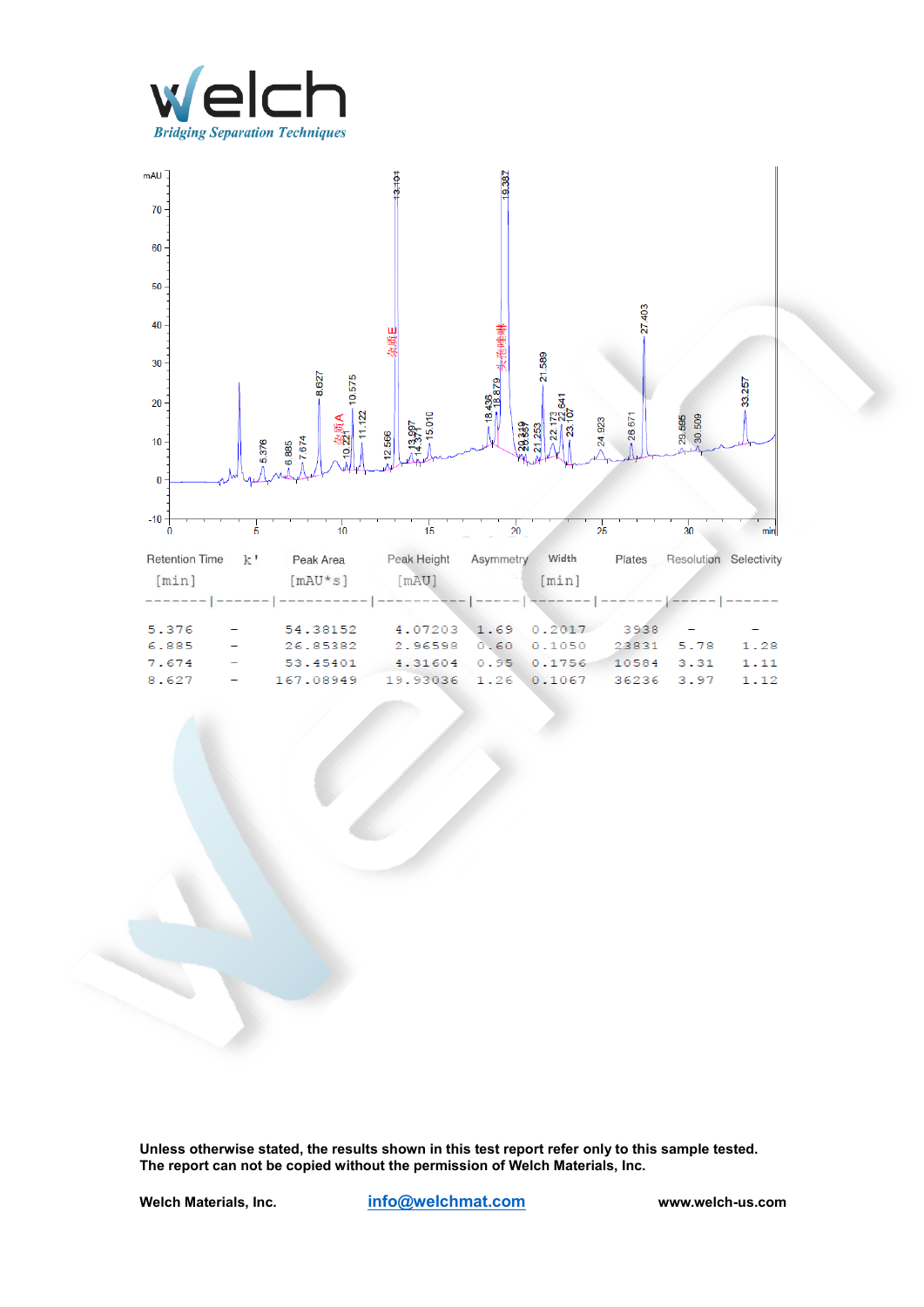Welch
*Bridging Separation Techniques*

mAU
70
60
50
40
30
20
10
0
-10
0
5
10
15
20
25
30
min

5.376
6.885
7.674
8.627
杂质A
10.221
10.575
11.122
12.566
杂质E
13.101
13.997
14.371
15.010
18.436
18.879
头孢唑啉
19.387
20.319
20.557
21.253
21.589
22.173
22.641
23.107
24.923
26.671
27.403
29.595
30.509
33.257

| Retention Time [min] | k' | Peak Area [mAU*s] | Peak Height [mAU] | Asymmetry | Width [min] | Plates | Resolution | Selectivity |
|---|---|---|---|---|---|---|---|---|
| 5.376 | - | 54.38152 | 4.07203 | 1.69 | 0.2017 | 3938 | - | - |
| 6.885 | - | 26.85382 | 2.96598 | 0.60 | 0.1050 | 23831 | 5.78 | 1.28 |
| 7.674 | - | 53.45401 | 4.31604 | 0.95 | 0.1756 | 10584 | 3.31 | 1.11 |
| 8.627 | - | 167.08949 | 19.93036 | 1.26 | 0.1067 | 36236 | 3.97 | 1.12 |

**Unless otherwise stated, the results shown in this test report refer only to this sample tested.**
**The report can not be copied without the permission of Welch Materials, Inc.**

**Welch Materials, Inc.** **info@welchmat.com** **www.welch-us.com**